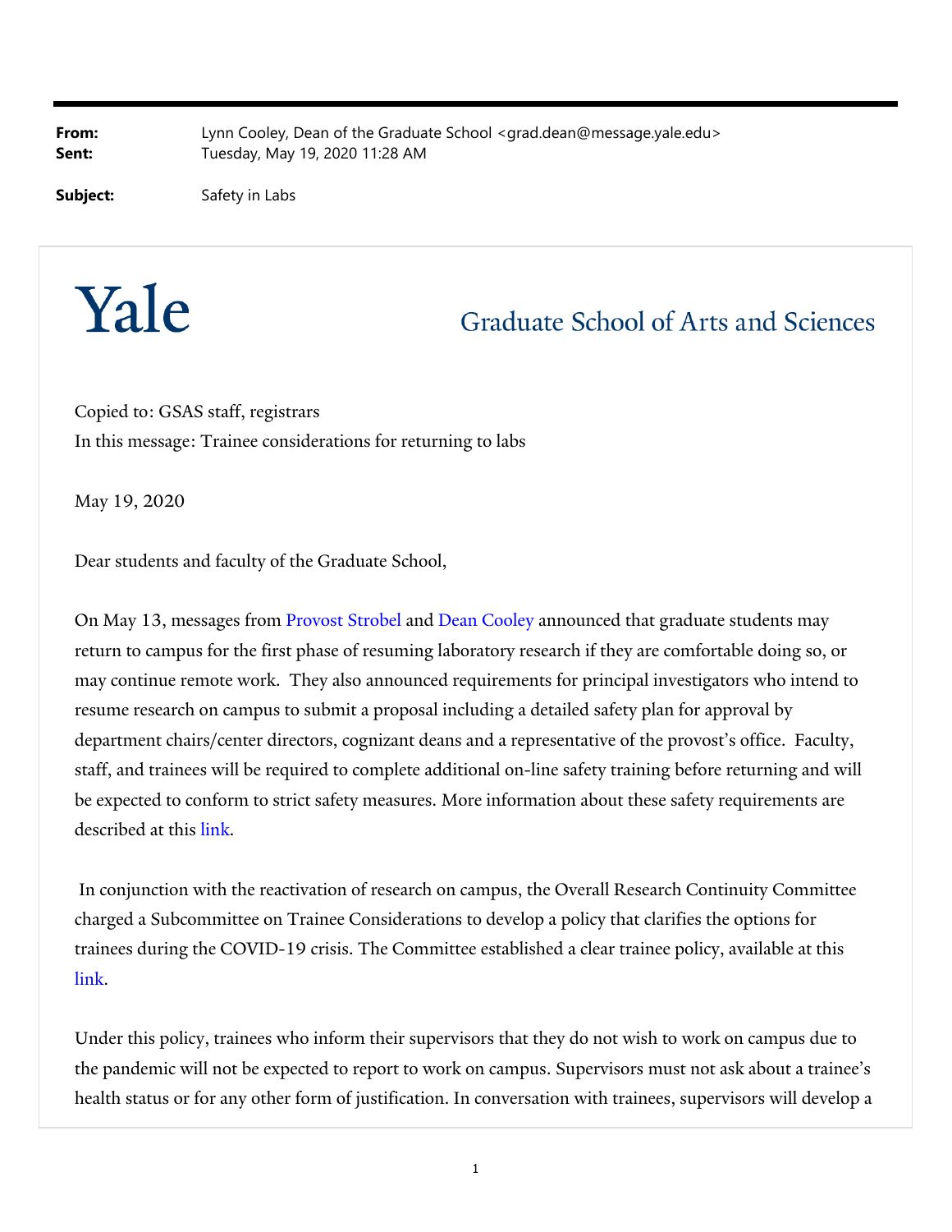**From:** Lynn Cooley, Dean of the Graduate School <grad.dean@message.yale.edu>
**Sent:** Tuesday, May 19, 2020 11:28 AM

**Subject:** Safety in Labs

Yale

Graduate School of Arts and Sciences

Copied to: GSAS staff, registrars
In this message: Trainee considerations for returning to labs

May 19, 2020

Dear students and faculty of the Graduate School,

On May 13, messages from Provost Strobel and Dean Cooley announced that graduate students may return to campus for the first phase of resuming laboratory research if they are comfortable doing so, or may continue remote work. They also announced requirements for principal investigators who intend to resume research on campus to submit a proposal including a detailed safety plan for approval by department chairs/center directors, cognizant deans and a representative of the provost's office. Faculty, staff, and trainees will be required to complete additional on-line safety training before returning and will be expected to conform to strict safety measures. More information about these safety requirements are described at this link.

In conjunction with the reactivation of research on campus, the Overall Research Continuity Committee charged a Subcommittee on Trainee Considerations to develop a policy that clarifies the options for trainees during the COVID-19 crisis. The Committee established a clear trainee policy, available at this link.

Under this policy, trainees who inform their supervisors that they do not wish to work on campus due to the pandemic will not be expected to report to work on campus. Supervisors must not ask about a trainee's health status or for any other form of justification. In conversation with trainees, supervisors will develop a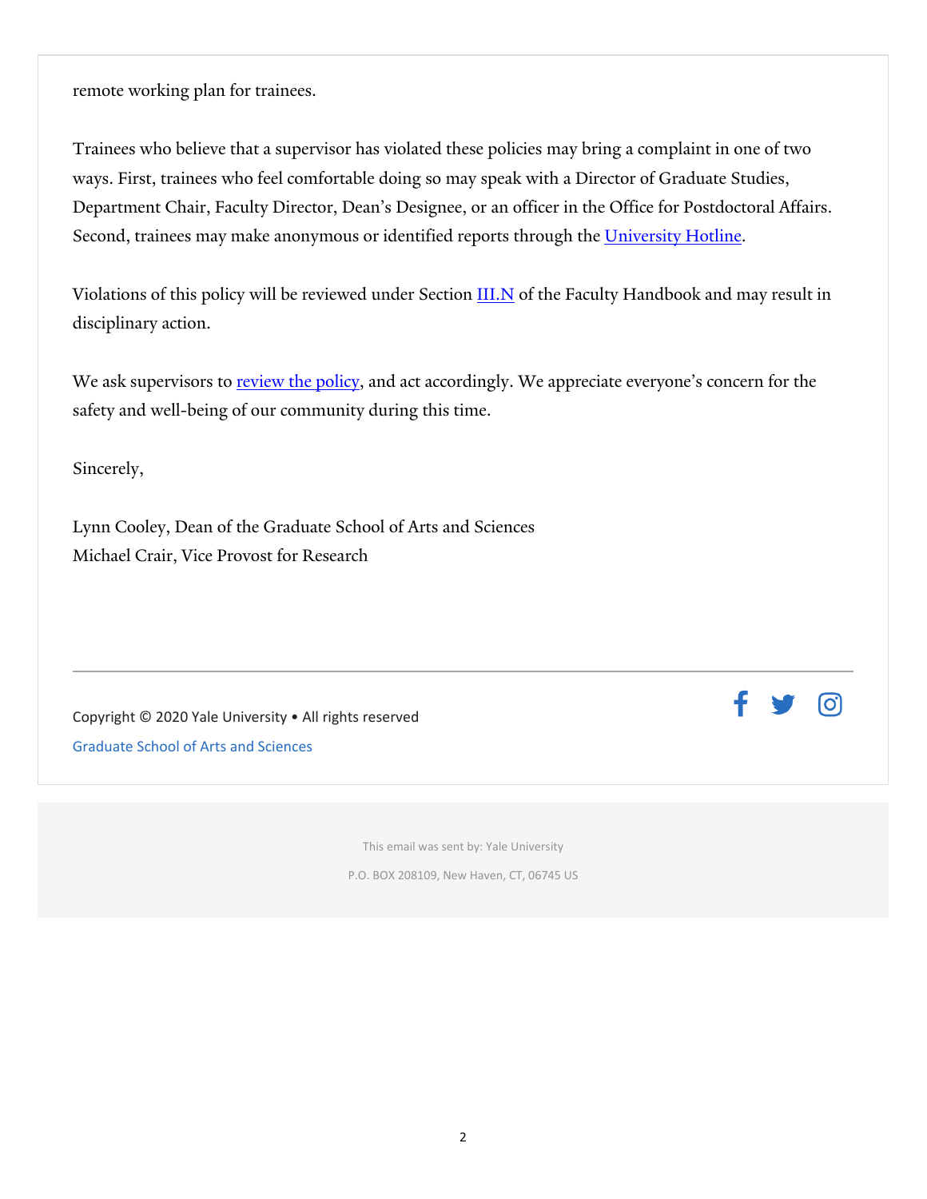remote working plan for trainees.

Trainees who believe that a supervisor has violated these policies may bring a complaint in one of two ways. First, trainees who feel comfortable doing so may speak with a Director of Graduate Studies, Department Chair, Faculty Director, Dean's Designee, or an officer in the Office for Postdoctoral Affairs. Second, trainees may make anonymous or identified reports through the University Hotline.

Violations of this policy will be reviewed under Section III.N of the Faculty Handbook and may result in disciplinary action.

We ask supervisors to review the policy, and act accordingly. We appreciate everyone's concern for the safety and well-being of our community during this time.

Sincerely,

Lynn Cooley, Dean of the Graduate School of Arts and Sciences
Michael Crair, Vice Provost for Research

---

Copyright © 2020 Yale University • All rights reserved

Graduate School of Arts and Sciences

This email was sent by: Yale University

P.O. BOX 208109, New Haven, CT, 06745 US